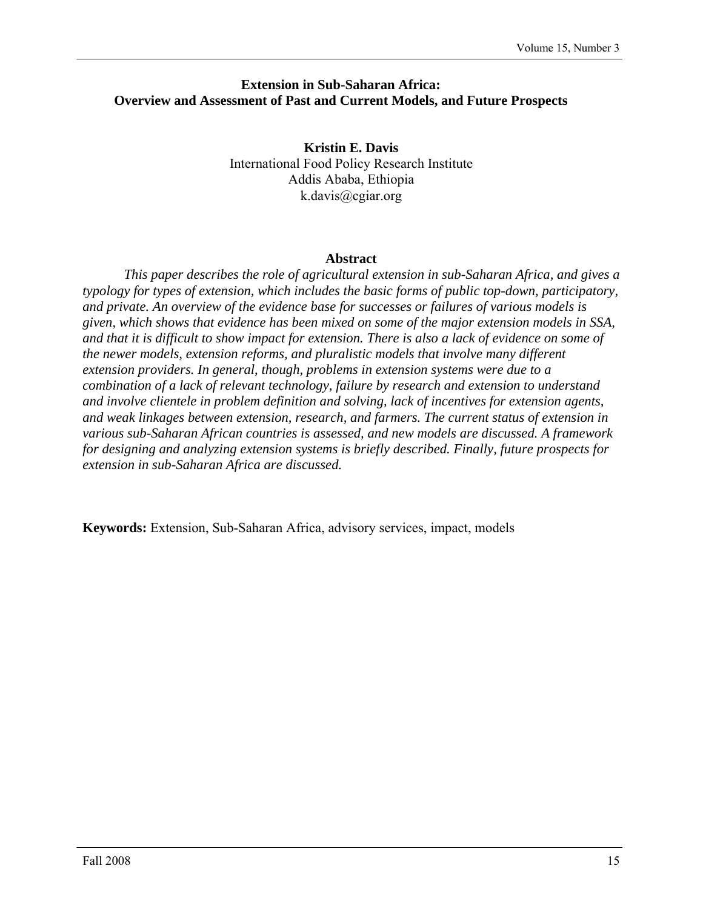# Extension in Sub-Saharan Africa: Overview and Assessment of Past and Current Models, and Future Prospects

**Kristin E. Davis**
International Food Policy Research Institute
Addis Ababa, Ethiopia
k.davis@cgiar.org

## Abstract

*This paper describes the role of agricultural extension in sub-Saharan Africa, and gives a typology for types of extension, which includes the basic forms of public top-down, participatory, and private. An overview of the evidence base for successes or failures of various models is given, which shows that evidence has been mixed on some of the major extension models in SSA, and that it is difficult to show impact for extension. There is also a lack of evidence on some of the newer models, extension reforms, and pluralistic models that involve many different extension providers. In general, though, problems in extension systems were due to a combination of a lack of relevant technology, failure by research and extension to understand and involve clientele in problem definition and solving, lack of incentives for extension agents, and weak linkages between extension, research, and farmers. The current status of extension in various sub-Saharan African countries is assessed, and new models are discussed. A framework for designing and analyzing extension systems is briefly described. Finally, future prospects for extension in sub-Saharan Africa are discussed.*

**Keywords:** Extension, Sub-Saharan Africa, advisory services, impact, models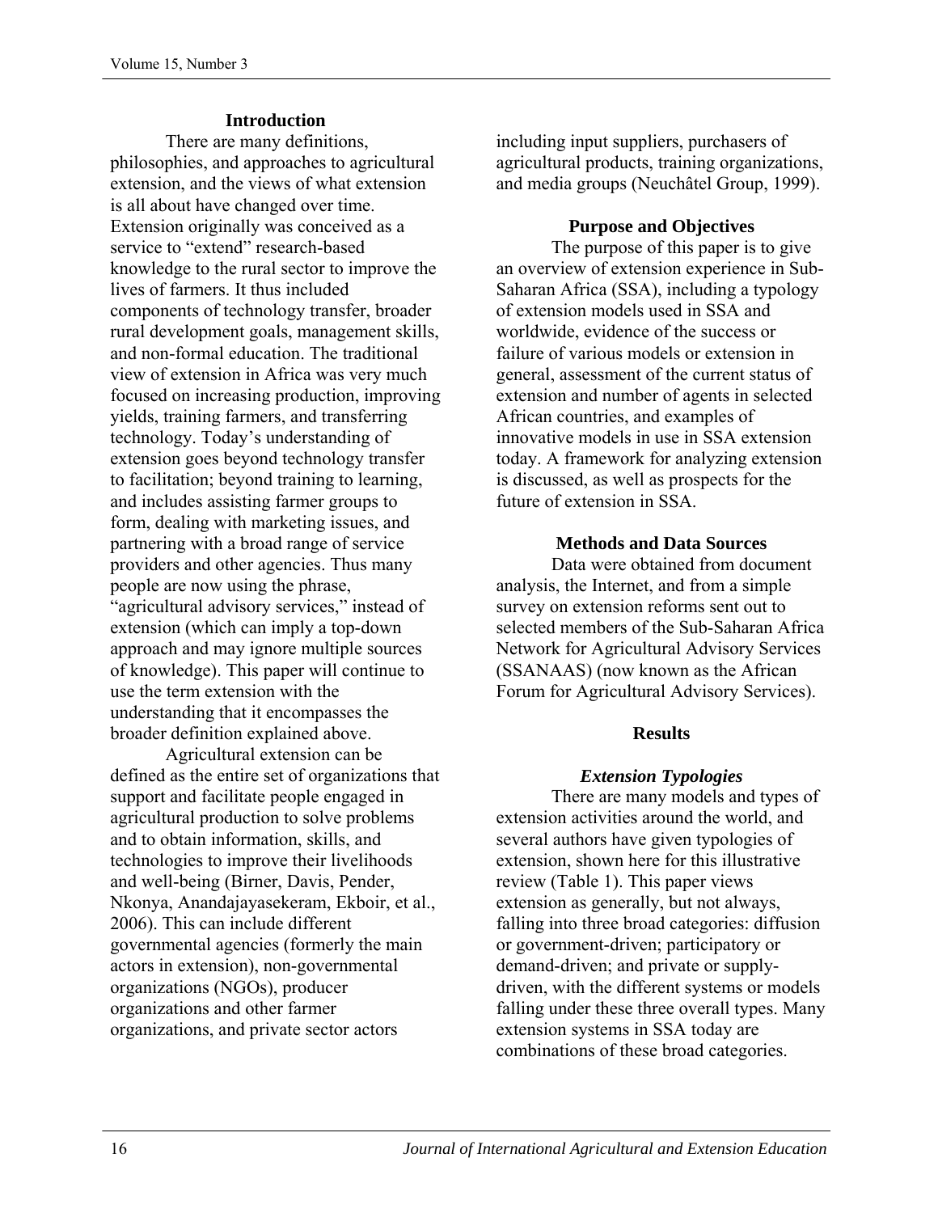## Introduction

There are many definitions, philosophies, and approaches to agricultural extension, and the views of what extension is all about have changed over time. Extension originally was conceived as a service to "extend" research-based knowledge to the rural sector to improve the lives of farmers. It thus included components of technology transfer, broader rural development goals, management skills, and non-formal education. The traditional view of extension in Africa was very much focused on increasing production, improving yields, training farmers, and transferring technology. Today's understanding of extension goes beyond technology transfer to facilitation; beyond training to learning, and includes assisting farmer groups to form, dealing with marketing issues, and partnering with a broad range of service providers and other agencies. Thus many people are now using the phrase, "agricultural advisory services," instead of extension (which can imply a top-down approach and may ignore multiple sources of knowledge). This paper will continue to use the term extension with the understanding that it encompasses the broader definition explained above.

Agricultural extension can be defined as the entire set of organizations that support and facilitate people engaged in agricultural production to solve problems and to obtain information, skills, and technologies to improve their livelihoods and well-being (Birner, Davis, Pender, Nkonya, Anandajayasekeram, Ekboir, et al., 2006). This can include different governmental agencies (formerly the main actors in extension), non-governmental organizations (NGOs), producer organizations and other farmer organizations, and private sector actors including input suppliers, purchasers of agricultural products, training organizations, and media groups (Neuchâtel Group, 1999).

## Purpose and Objectives

The purpose of this paper is to give an overview of extension experience in Sub-Saharan Africa (SSA), including a typology of extension models used in SSA and worldwide, evidence of the success or failure of various models or extension in general, assessment of the current status of extension and number of agents in selected African countries, and examples of innovative models in use in SSA extension today. A framework for analyzing extension is discussed, as well as prospects for the future of extension in SSA.

## Methods and Data Sources

Data were obtained from document analysis, the Internet, and from a simple survey on extension reforms sent out to selected members of the Sub-Saharan Africa Network for Agricultural Advisory Services (SSANAAS) (now known as the African Forum for Agricultural Advisory Services).

## Results

### *Extension Typologies*

There are many models and types of extension activities around the world, and several authors have given typologies of extension, shown here for this illustrative review (Table 1). This paper views extension as generally, but not always, falling into three broad categories: diffusion or government-driven; participatory or demand-driven; and private or supply-driven, with the different systems or models falling under these three overall types. Many extension systems in SSA today are combinations of these broad categories.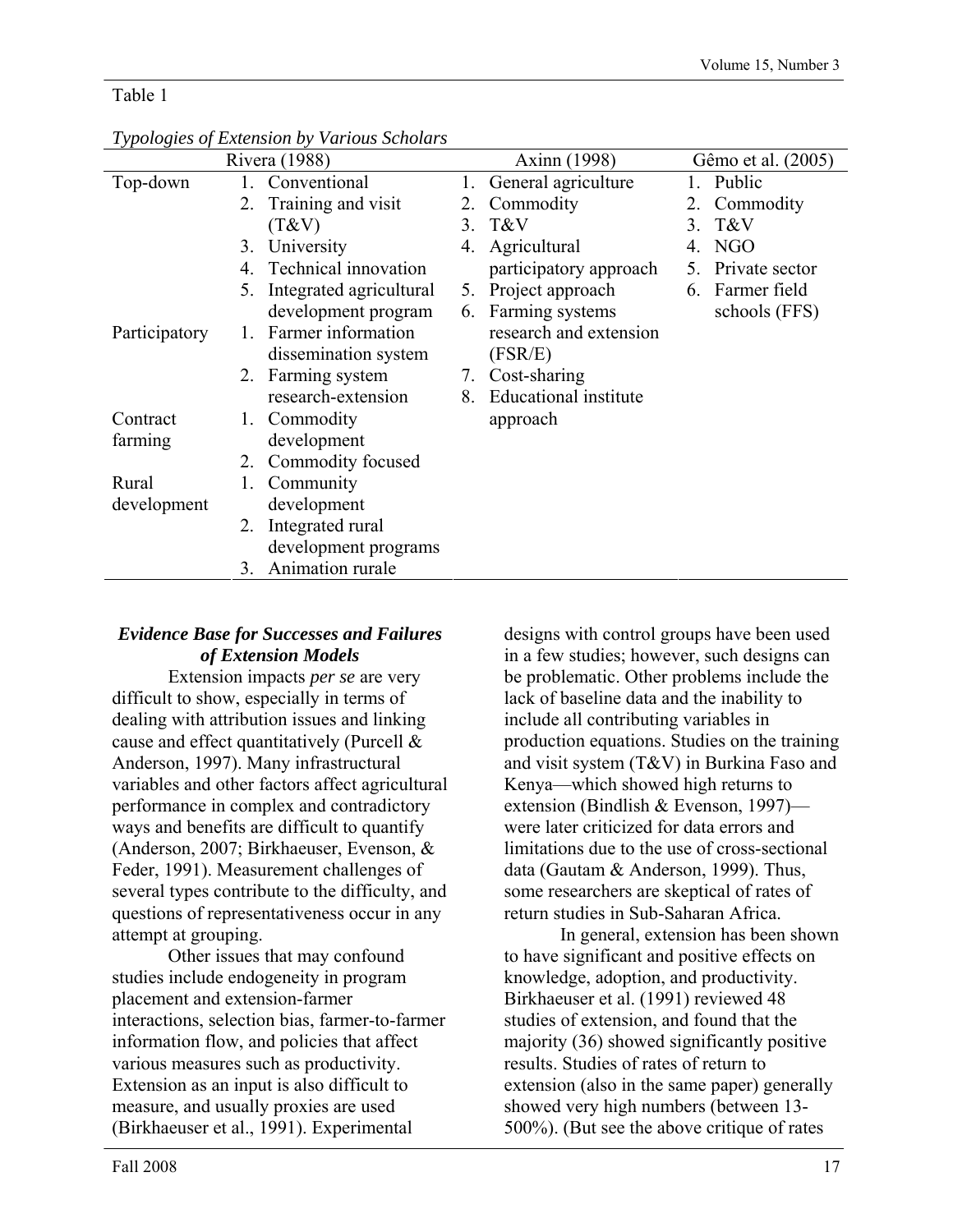Table 1

*Typologies of Extension by Various Scholars*

| Rivera (1988) | | Axinn (1998) | Gêmo et al. (2005) |
|---|---|---|---|
| Top-down | 1. Conventional<br>2. Training and visit (T&V)<br>3. University<br>4. Technical innovation<br>5. Integrated agricultural development program | 1. General agriculture<br>2. Commodity<br>3. T&V<br>4. Agricultural participatory approach<br>5. Project approach<br>6. Farming systems research and extension (FSR/E)<br>7. Cost-sharing<br>8. Educational institute approach | 1. Public<br>2. Commodity<br>3. T&V<br>4. NGO<br>5. Private sector<br>6. Farmer field schools (FFS) |
| Participatory | 1. Farmer information dissemination system<br>2. Farming system research-extension | | |
| Contract farming | 1. Commodity development<br>2. Commodity focused | | |
| Rural development | 1. Community development<br>2. Integrated rural development programs<br>3. Animation rurale | | |

### *Evidence Base for Successes and Failures of Extension Models*

Extension impacts *per se* are very difficult to show, especially in terms of dealing with attribution issues and linking cause and effect quantitatively (Purcell & Anderson, 1997). Many infrastructural variables and other factors affect agricultural performance in complex and contradictory ways and benefits are difficult to quantify (Anderson, 2007; Birkhaeuser, Evenson, & Feder, 1991). Measurement challenges of several types contribute to the difficulty, and questions of representativeness occur in any attempt at grouping.

Other issues that may confound studies include endogeneity in program placement and extension-farmer interactions, selection bias, farmer-to-farmer information flow, and policies that affect various measures such as productivity. Extension as an input is also difficult to measure, and usually proxies are used (Birkhaeuser et al., 1991). Experimental designs with control groups have been used in a few studies; however, such designs can be problematic. Other problems include the lack of baseline data and the inability to include all contributing variables in production equations. Studies on the training and visit system (T&V) in Burkina Faso and Kenya—which showed high returns to extension (Bindlish & Evenson, 1997)—were later criticized for data errors and limitations due to the use of cross-sectional data (Gautam & Anderson, 1999). Thus, some researchers are skeptical of rates of return studies in Sub-Saharan Africa.

In general, extension has been shown to have significant and positive effects on knowledge, adoption, and productivity. Birkhaeuser et al. (1991) reviewed 48 studies of extension, and found that the majority (36) showed significantly positive results. Studies of rates of return to extension (also in the same paper) generally showed very high numbers (between 13-500%). (But see the above critique of rates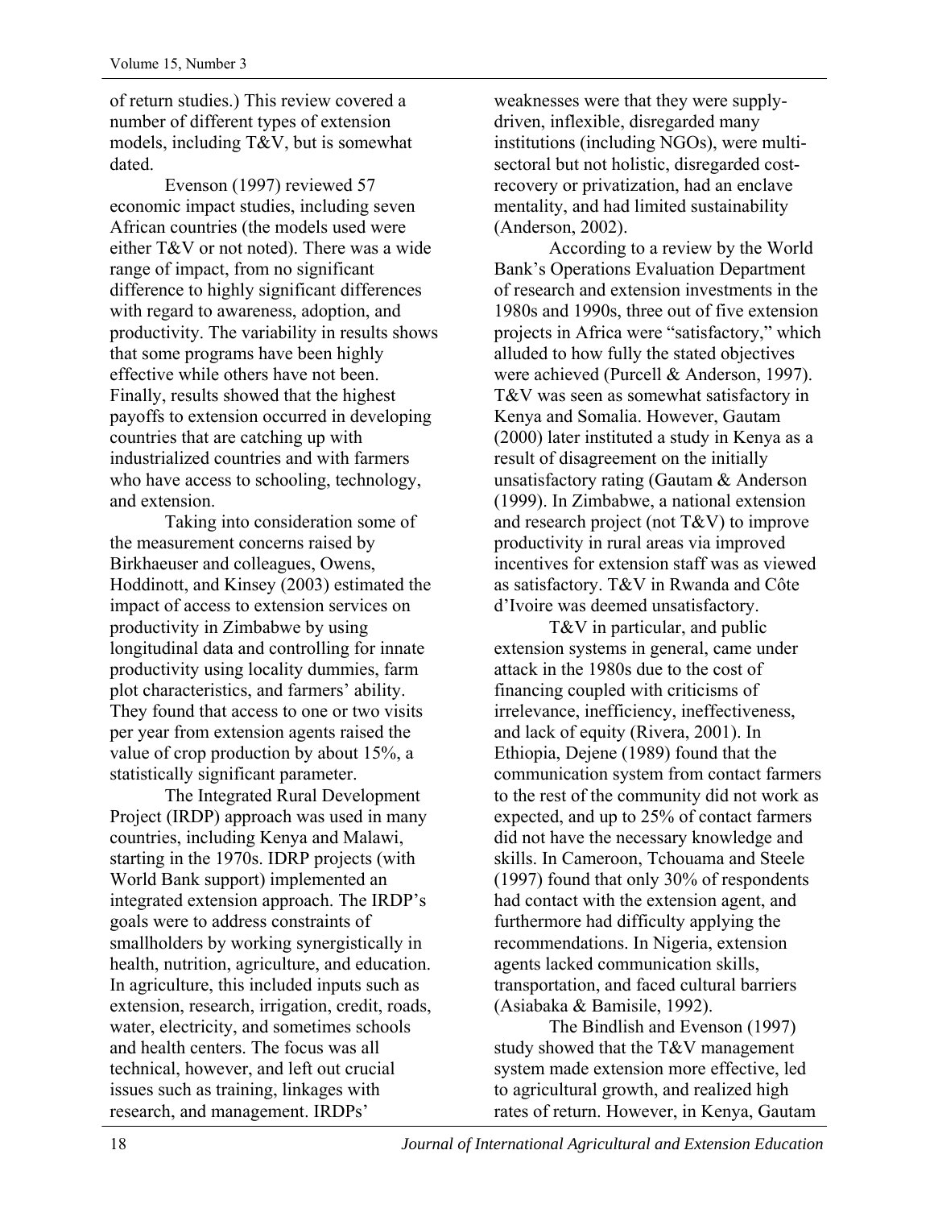of return studies.) This review covered a number of different types of extension models, including T&V, but is somewhat dated.

Evenson (1997) reviewed 57 economic impact studies, including seven African countries (the models used were either T&V or not noted). There was a wide range of impact, from no significant difference to highly significant differences with regard to awareness, adoption, and productivity. The variability in results shows that some programs have been highly effective while others have not been. Finally, results showed that the highest payoffs to extension occurred in developing countries that are catching up with industrialized countries and with farmers who have access to schooling, technology, and extension.

Taking into consideration some of the measurement concerns raised by Birkhaeuser and colleagues, Owens, Hoddinott, and Kinsey (2003) estimated the impact of access to extension services on productivity in Zimbabwe by using longitudinal data and controlling for innate productivity using locality dummies, farm plot characteristics, and farmers' ability. They found that access to one or two visits per year from extension agents raised the value of crop production by about 15%, a statistically significant parameter.

The Integrated Rural Development Project (IRDP) approach was used in many countries, including Kenya and Malawi, starting in the 1970s. IDRP projects (with World Bank support) implemented an integrated extension approach. The IRDP's goals were to address constraints of smallholders by working synergistically in health, nutrition, agriculture, and education. In agriculture, this included inputs such as extension, research, irrigation, credit, roads, water, electricity, and sometimes schools and health centers. The focus was all technical, however, and left out crucial issues such as training, linkages with research, and management. IRDPs' weaknesses were that they were supply-driven, inflexible, disregarded many institutions (including NGOs), were multi-sectoral but not holistic, disregarded cost-recovery or privatization, had an enclave mentality, and had limited sustainability (Anderson, 2002).

According to a review by the World Bank's Operations Evaluation Department of research and extension investments in the 1980s and 1990s, three out of five extension projects in Africa were "satisfactory," which alluded to how fully the stated objectives were achieved (Purcell & Anderson, 1997). T&V was seen as somewhat satisfactory in Kenya and Somalia. However, Gautam (2000) later instituted a study in Kenya as a result of disagreement on the initially unsatisfactory rating (Gautam & Anderson (1999). In Zimbabwe, a national extension and research project (not T&V) to improve productivity in rural areas via improved incentives for extension staff was as viewed as satisfactory. T&V in Rwanda and Côte d'Ivoire was deemed unsatisfactory.

T&V in particular, and public extension systems in general, came under attack in the 1980s due to the cost of financing coupled with criticisms of irrelevance, inefficiency, ineffectiveness, and lack of equity (Rivera, 2001). In Ethiopia, Dejene (1989) found that the communication system from contact farmers to the rest of the community did not work as expected, and up to 25% of contact farmers did not have the necessary knowledge and skills. In Cameroon, Tchouama and Steele (1997) found that only 30% of respondents had contact with the extension agent, and furthermore had difficulty applying the recommendations. In Nigeria, extension agents lacked communication skills, transportation, and faced cultural barriers (Asiabaka & Bamisile, 1992).

The Bindlish and Evenson (1997) study showed that the T&V management system made extension more effective, led to agricultural growth, and realized high rates of return. However, in Kenya, Gautam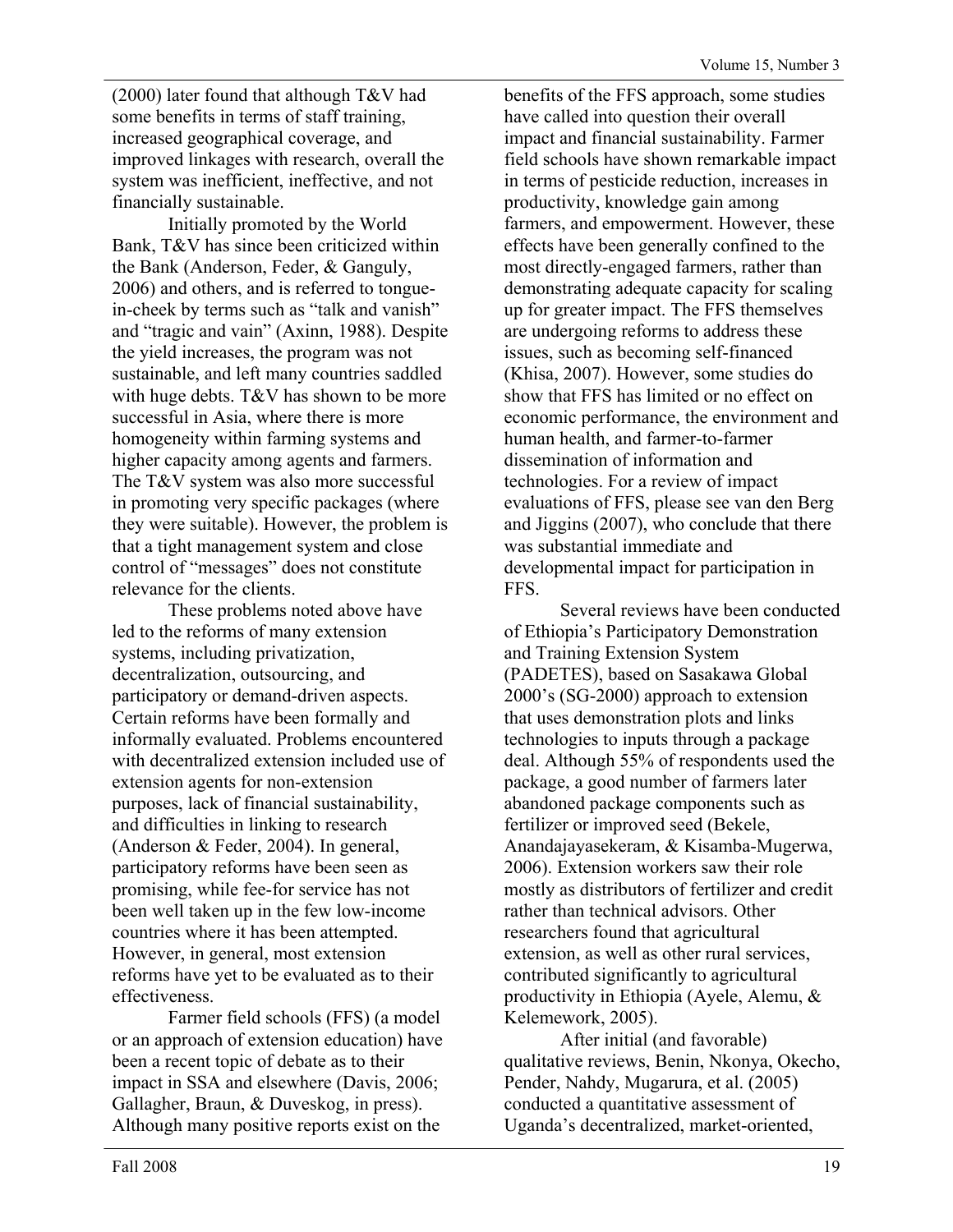(2000) later found that although T&V had some benefits in terms of staff training, increased geographical coverage, and improved linkages with research, overall the system was inefficient, ineffective, and not financially sustainable.

Initially promoted by the World Bank, T&V has since been criticized within the Bank (Anderson, Feder, & Ganguly, 2006) and others, and is referred to tongue-in-cheek by terms such as "talk and vanish" and "tragic and vain" (Axinn, 1988). Despite the yield increases, the program was not sustainable, and left many countries saddled with huge debts. T&V has shown to be more successful in Asia, where there is more homogeneity within farming systems and higher capacity among agents and farmers. The T&V system was also more successful in promoting very specific packages (where they were suitable). However, the problem is that a tight management system and close control of "messages" does not constitute relevance for the clients.

These problems noted above have led to the reforms of many extension systems, including privatization, decentralization, outsourcing, and participatory or demand-driven aspects. Certain reforms have been formally and informally evaluated. Problems encountered with decentralized extension included use of extension agents for non-extension purposes, lack of financial sustainability, and difficulties in linking to research (Anderson & Feder, 2004). In general, participatory reforms have been seen as promising, while fee-for service has not been well taken up in the few low-income countries where it has been attempted. However, in general, most extension reforms have yet to be evaluated as to their effectiveness.

Farmer field schools (FFS) (a model or an approach of extension education) have been a recent topic of debate as to their impact in SSA and elsewhere (Davis, 2006; Gallagher, Braun, & Duveskog, in press). Although many positive reports exist on the benefits of the FFS approach, some studies have called into question their overall impact and financial sustainability. Farmer field schools have shown remarkable impact in terms of pesticide reduction, increases in productivity, knowledge gain among farmers, and empowerment. However, these effects have been generally confined to the most directly-engaged farmers, rather than demonstrating adequate capacity for scaling up for greater impact. The FFS themselves are undergoing reforms to address these issues, such as becoming self-financed (Khisa, 2007). However, some studies do show that FFS has limited or no effect on economic performance, the environment and human health, and farmer-to-farmer dissemination of information and technologies. For a review of impact evaluations of FFS, please see van den Berg and Jiggins (2007), who conclude that there was substantial immediate and developmental impact for participation in FFS.

Several reviews have been conducted of Ethiopia's Participatory Demonstration and Training Extension System (PADETES), based on Sasakawa Global 2000's (SG-2000) approach to extension that uses demonstration plots and links technologies to inputs through a package deal. Although 55% of respondents used the package, a good number of farmers later abandoned package components such as fertilizer or improved seed (Bekele, Anandajayasekeram, & Kisamba-Mugerwa, 2006). Extension workers saw their role mostly as distributors of fertilizer and credit rather than technical advisors. Other researchers found that agricultural extension, as well as other rural services, contributed significantly to agricultural productivity in Ethiopia (Ayele, Alemu, & Kelemework, 2005).

After initial (and favorable) qualitative reviews, Benin, Nkonya, Okecho, Pender, Nahdy, Mugarura, et al. (2005) conducted a quantitative assessment of Uganda's decentralized, market-oriented,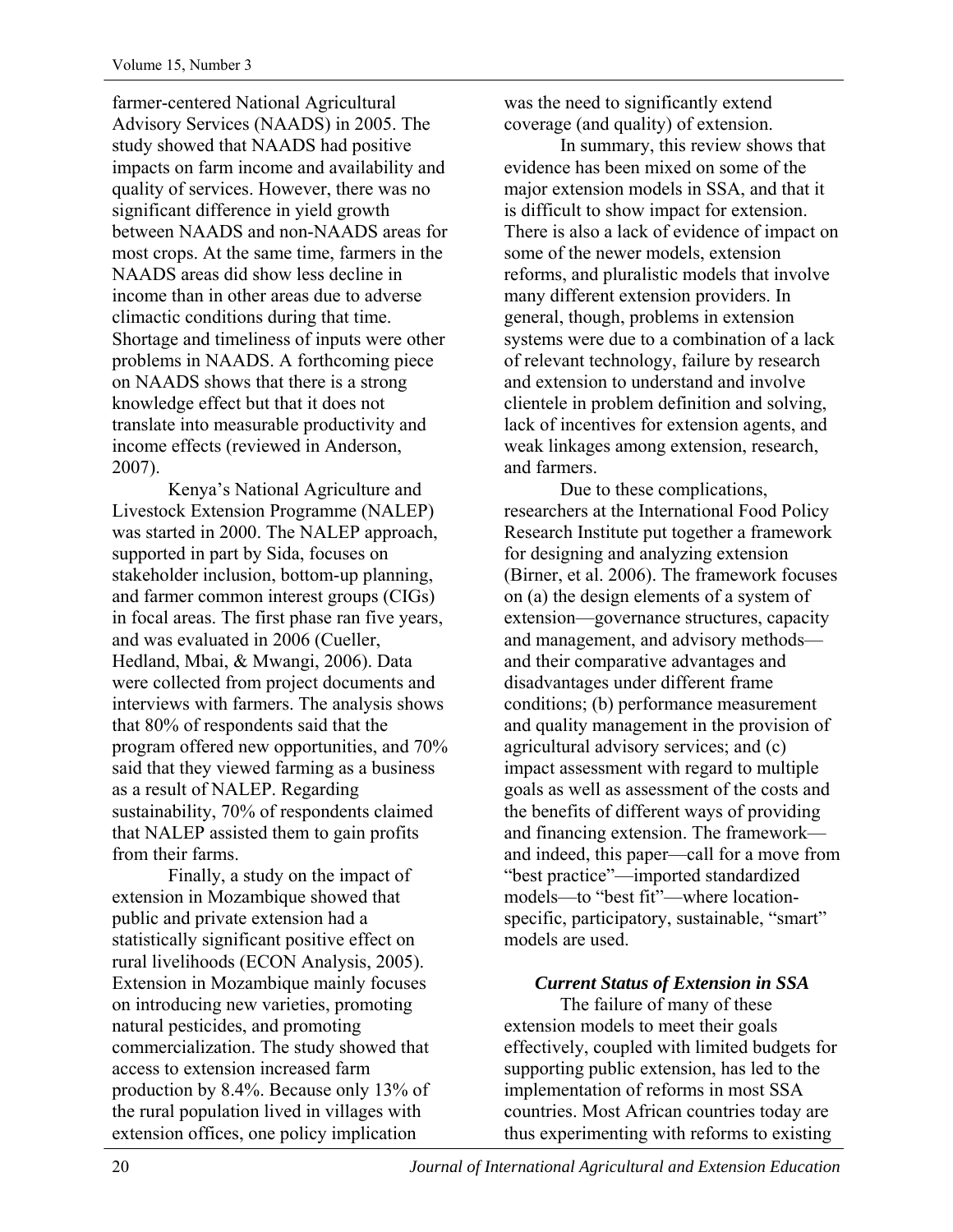farmer-centered National Agricultural Advisory Services (NAADS) in 2005. The study showed that NAADS had positive impacts on farm income and availability and quality of services. However, there was no significant difference in yield growth between NAADS and non-NAADS areas for most crops. At the same time, farmers in the NAADS areas did show less decline in income than in other areas due to adverse climactic conditions during that time. Shortage and timeliness of inputs were other problems in NAADS. A forthcoming piece on NAADS shows that there is a strong knowledge effect but that it does not translate into measurable productivity and income effects (reviewed in Anderson, 2007).

Kenya's National Agriculture and Livestock Extension Programme (NALEP) was started in 2000. The NALEP approach, supported in part by Sida, focuses on stakeholder inclusion, bottom-up planning, and farmer common interest groups (CIGs) in focal areas. The first phase ran five years, and was evaluated in 2006 (Cueller, Hedland, Mbai, & Mwangi, 2006). Data were collected from project documents and interviews with farmers. The analysis shows that 80% of respondents said that the program offered new opportunities, and 70% said that they viewed farming as a business as a result of NALEP. Regarding sustainability, 70% of respondents claimed that NALEP assisted them to gain profits from their farms.

Finally, a study on the impact of extension in Mozambique showed that public and private extension had a statistically significant positive effect on rural livelihoods (ECON Analysis, 2005). Extension in Mozambique mainly focuses on introducing new varieties, promoting natural pesticides, and promoting commercialization. The study showed that access to extension increased farm production by 8.4%. Because only 13% of the rural population lived in villages with extension offices, one policy implication was the need to significantly extend coverage (and quality) of extension.

In summary, this review shows that evidence has been mixed on some of the major extension models in SSA, and that it is difficult to show impact for extension. There is also a lack of evidence of impact on some of the newer models, extension reforms, and pluralistic models that involve many different extension providers. In general, though, problems in extension systems were due to a combination of a lack of relevant technology, failure by research and extension to understand and involve clientele in problem definition and solving, lack of incentives for extension agents, and weak linkages among extension, research, and farmers.

Due to these complications, researchers at the International Food Policy Research Institute put together a framework for designing and analyzing extension (Birner, et al. 2006). The framework focuses on (a) the design elements of a system of extension—governance structures, capacity and management, and advisory methods—and their comparative advantages and disadvantages under different frame conditions; (b) performance measurement and quality management in the provision of agricultural advisory services; and (c) impact assessment with regard to multiple goals as well as assessment of the costs and the benefits of different ways of providing and financing extension. The framework—and indeed, this paper—call for a move from "best practice"—imported standardized models—to "best fit"—where location-specific, participatory, sustainable, "smart" models are used.

### *Current Status of Extension in SSA*

The failure of many of these extension models to meet their goals effectively, coupled with limited budgets for supporting public extension, has led to the implementation of reforms in most SSA countries. Most African countries today are thus experimenting with reforms to existing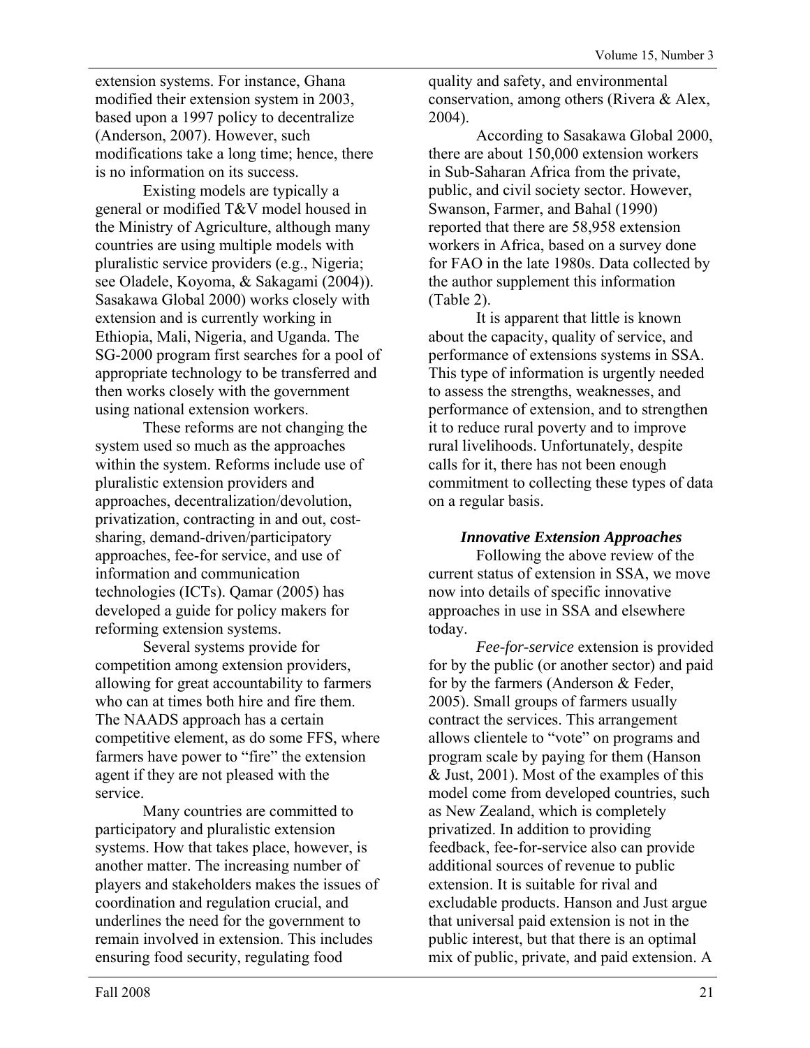extension systems. For instance, Ghana modified their extension system in 2003, based upon a 1997 policy to decentralize (Anderson, 2007). However, such modifications take a long time; hence, there is no information on its success.

Existing models are typically a general or modified T&V model housed in the Ministry of Agriculture, although many countries are using multiple models with pluralistic service providers (e.g., Nigeria; see Oladele, Koyoma, & Sakagami (2004)). Sasakawa Global 2000) works closely with extension and is currently working in Ethiopia, Mali, Nigeria, and Uganda. The SG-2000 program first searches for a pool of appropriate technology to be transferred and then works closely with the government using national extension workers.

These reforms are not changing the system used so much as the approaches within the system. Reforms include use of pluralistic extension providers and approaches, decentralization/devolution, privatization, contracting in and out, cost-sharing, demand-driven/participatory approaches, fee-for service, and use of information and communication technologies (ICTs). Qamar (2005) has developed a guide for policy makers for reforming extension systems.

Several systems provide for competition among extension providers, allowing for great accountability to farmers who can at times both hire and fire them. The NAADS approach has a certain competitive element, as do some FFS, where farmers have power to "fire" the extension agent if they are not pleased with the service.

Many countries are committed to participatory and pluralistic extension systems. How that takes place, however, is another matter. The increasing number of players and stakeholders makes the issues of coordination and regulation crucial, and underlines the need for the government to remain involved in extension. This includes ensuring food security, regulating food quality and safety, and environmental conservation, among others (Rivera & Alex, 2004).

According to Sasakawa Global 2000, there are about 150,000 extension workers in Sub-Saharan Africa from the private, public, and civil society sector. However, Swanson, Farmer, and Bahal (1990) reported that there are 58,958 extension workers in Africa, based on a survey done for FAO in the late 1980s. Data collected by the author supplement this information (Table 2).

It is apparent that little is known about the capacity, quality of service, and performance of extensions systems in SSA. This type of information is urgently needed to assess the strengths, weaknesses, and performance of extension, and to strengthen it to reduce rural poverty and to improve rural livelihoods. Unfortunately, despite calls for it, there has not been enough commitment to collecting these types of data on a regular basis.

### *Innovative Extension Approaches*

Following the above review of the current status of extension in SSA, we move now into details of specific innovative approaches in use in SSA and elsewhere today.

*Fee-for-service* extension is provided for by the public (or another sector) and paid for by the farmers (Anderson & Feder, 2005). Small groups of farmers usually contract the services. This arrangement allows clientele to "vote" on programs and program scale by paying for them (Hanson & Just, 2001). Most of the examples of this model come from developed countries, such as New Zealand, which is completely privatized. In addition to providing feedback, fee-for-service also can provide additional sources of revenue to public extension. It is suitable for rival and excludable products. Hanson and Just argue that universal paid extension is not in the public interest, but that there is an optimal mix of public, private, and paid extension. A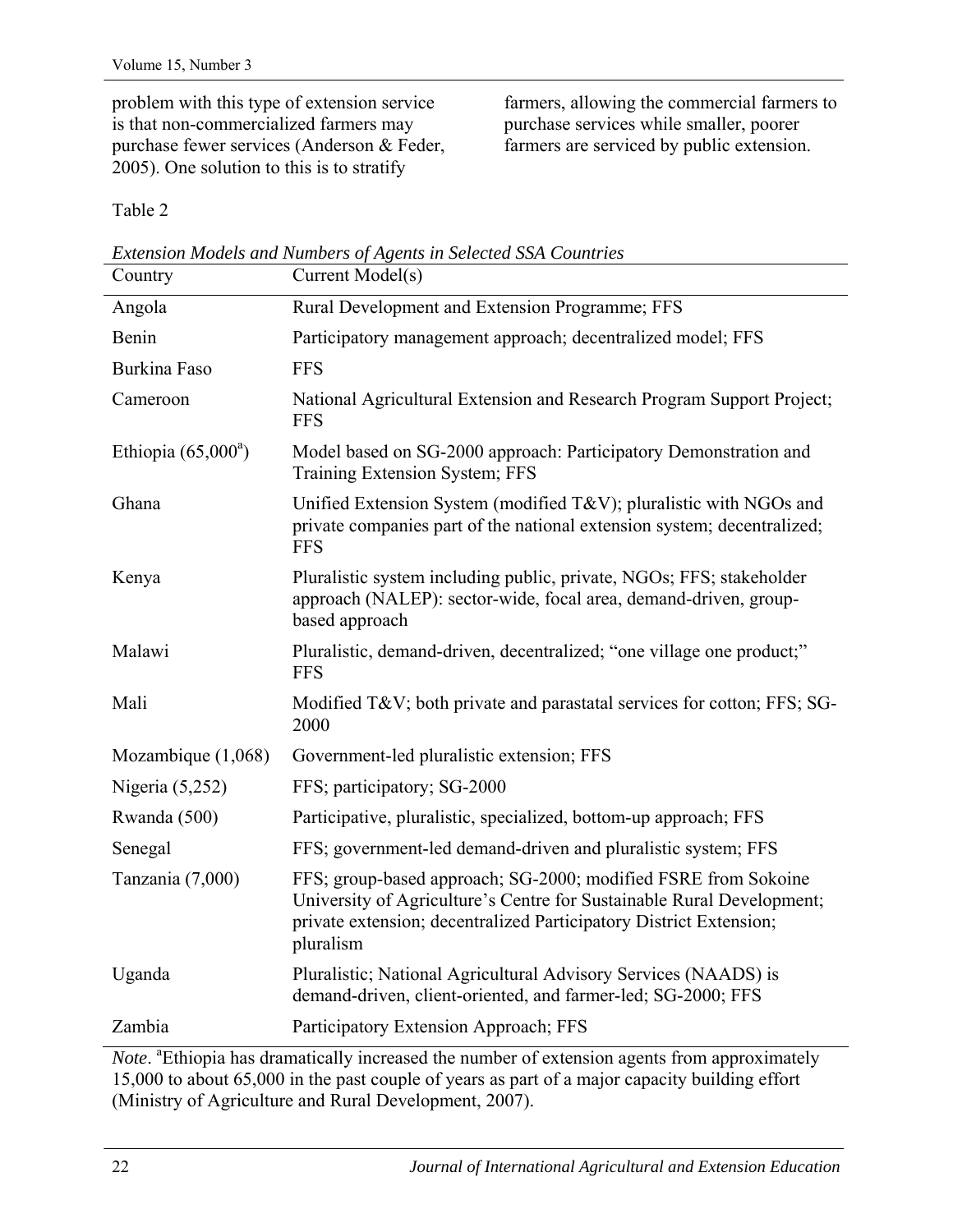problem with this type of extension service is that non-commercialized farmers may purchase fewer services (Anderson & Feder, 2005). One solution to this is to stratify farmers, allowing the commercial farmers to purchase services while smaller, poorer farmers are serviced by public extension.

Table 2

*Extension Models and Numbers of Agents in Selected SSA Countries*

| Country | Current Model(s) |
| --- | --- |
| Angola | Rural Development and Extension Programme; FFS |
| Benin | Participatory management approach; decentralized model; FFS |
| Burkina Faso | FFS |
| Cameroon | National Agricultural Extension and Research Program Support Project; FFS |
| Ethiopia (65,000[a]) | Model based on SG-2000 approach: Participatory Demonstration and Training Extension System; FFS |
| Ghana | Unified Extension System (modified T&V); pluralistic with NGOs and private companies part of the national extension system; decentralized; FFS |
| Kenya | Pluralistic system including public, private, NGOs; FFS; stakeholder approach (NALEP): sector-wide, focal area, demand-driven, group-based approach |
| Malawi | Pluralistic, demand-driven, decentralized; "one village one product;" FFS |
| Mali | Modified T&V; both private and parastatal services for cotton; FFS; SG-2000 |
| Mozambique (1,068) | Government-led pluralistic extension; FFS |
| Nigeria (5,252) | FFS; participatory; SG-2000 |
| Rwanda (500) | Participative, pluralistic, specialized, bottom-up approach; FFS |
| Senegal | FFS; government-led demand-driven and pluralistic system; FFS |
| Tanzania (7,000) | FFS; group-based approach; SG-2000; modified FSRE from Sokoine University of Agriculture's Centre for Sustainable Rural Development; private extension; decentralized Participatory District Extension; pluralism |
| Uganda | Pluralistic; National Agricultural Advisory Services (NAADS) is demand-driven, client-oriented, and farmer-led; SG-2000; FFS |
| Zambia | Participatory Extension Approach; FFS |

*Note*. [a]Ethiopia has dramatically increased the number of extension agents from approximately 15,000 to about 65,000 in the past couple of years as part of a major capacity building effort (Ministry of Agriculture and Rural Development, 2007).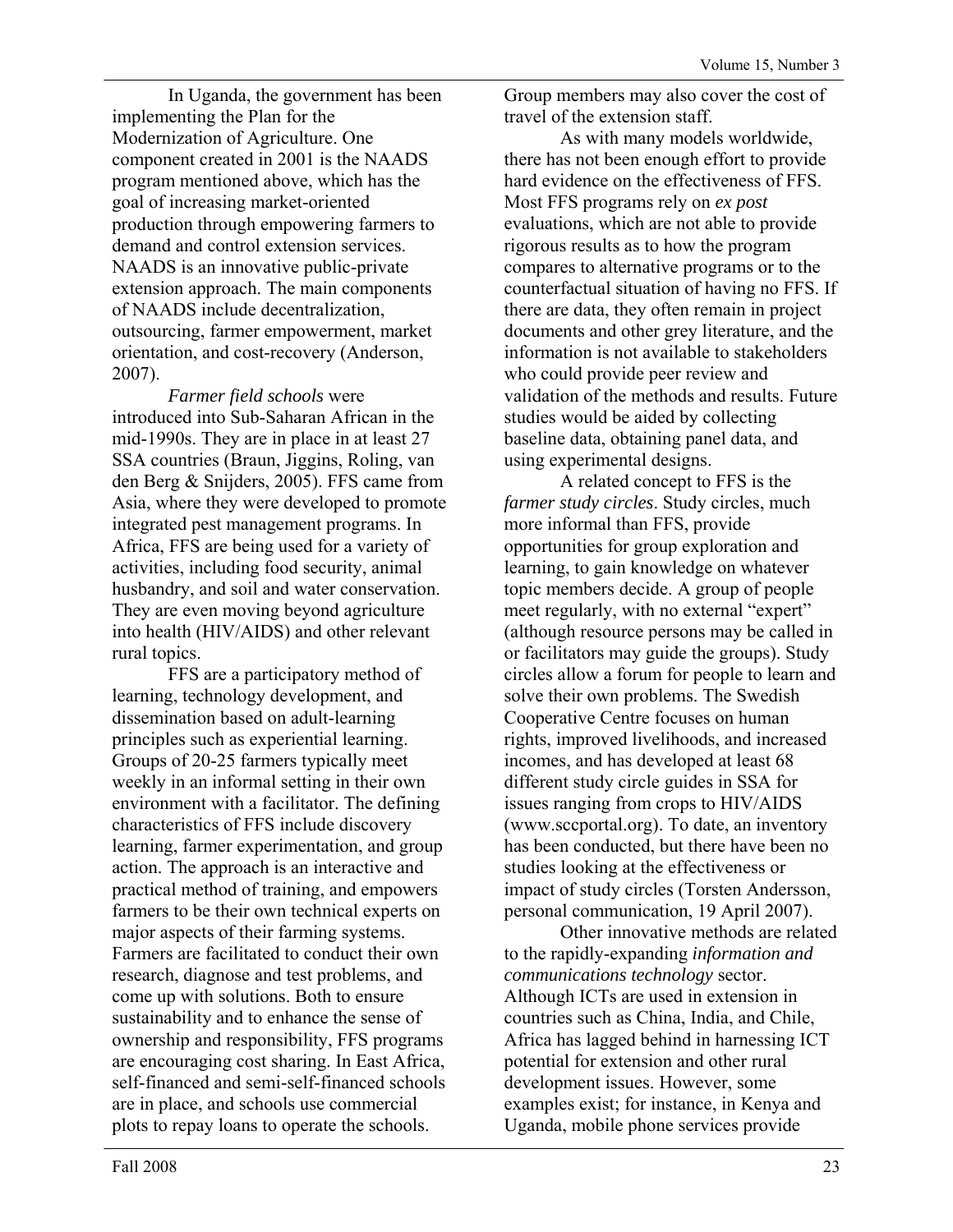In Uganda, the government has been implementing the Plan for the Modernization of Agriculture. One component created in 2001 is the NAADS program mentioned above, which has the goal of increasing market-oriented production through empowering farmers to demand and control extension services. NAADS is an innovative public-private extension approach. The main components of NAADS include decentralization, outsourcing, farmer empowerment, market orientation, and cost-recovery (Anderson, 2007).

*Farmer field schools* were introduced into Sub-Saharan African in the mid-1990s. They are in place in at least 27 SSA countries (Braun, Jiggins, Roling, van den Berg & Snijders, 2005). FFS came from Asia, where they were developed to promote integrated pest management programs. In Africa, FFS are being used for a variety of activities, including food security, animal husbandry, and soil and water conservation. They are even moving beyond agriculture into health (HIV/AIDS) and other relevant rural topics.

FFS are a participatory method of learning, technology development, and dissemination based on adult-learning principles such as experiential learning. Groups of 20-25 farmers typically meet weekly in an informal setting in their own environment with a facilitator. The defining characteristics of FFS include discovery learning, farmer experimentation, and group action. The approach is an interactive and practical method of training, and empowers farmers to be their own technical experts on major aspects of their farming systems. Farmers are facilitated to conduct their own research, diagnose and test problems, and come up with solutions. Both to ensure sustainability and to enhance the sense of ownership and responsibility, FFS programs are encouraging cost sharing. In East Africa, self-financed and semi-self-financed schools are in place, and schools use commercial plots to repay loans to operate the schools. Group members may also cover the cost of travel of the extension staff.

As with many models worldwide, there has not been enough effort to provide hard evidence on the effectiveness of FFS. Most FFS programs rely on *ex post* evaluations, which are not able to provide rigorous results as to how the program compares to alternative programs or to the counterfactual situation of having no FFS. If there are data, they often remain in project documents and other grey literature, and the information is not available to stakeholders who could provide peer review and validation of the methods and results. Future studies would be aided by collecting baseline data, obtaining panel data, and using experimental designs.

A related concept to FFS is the *farmer study circles*. Study circles, much more informal than FFS, provide opportunities for group exploration and learning, to gain knowledge on whatever topic members decide. A group of people meet regularly, with no external "expert" (although resource persons may be called in or facilitators may guide the groups). Study circles allow a forum for people to learn and solve their own problems. The Swedish Cooperative Centre focuses on human rights, improved livelihoods, and increased incomes, and has developed at least 68 different study circle guides in SSA for issues ranging from crops to HIV/AIDS (www.sccportal.org). To date, an inventory has been conducted, but there have been no studies looking at the effectiveness or impact of study circles (Torsten Andersson, personal communication, 19 April 2007).

Other innovative methods are related to the rapidly-expanding *information and communications technology* sector. Although ICTs are used in extension in countries such as China, India, and Chile, Africa has lagged behind in harnessing ICT potential for extension and other rural development issues. However, some examples exist; for instance, in Kenya and Uganda, mobile phone services provide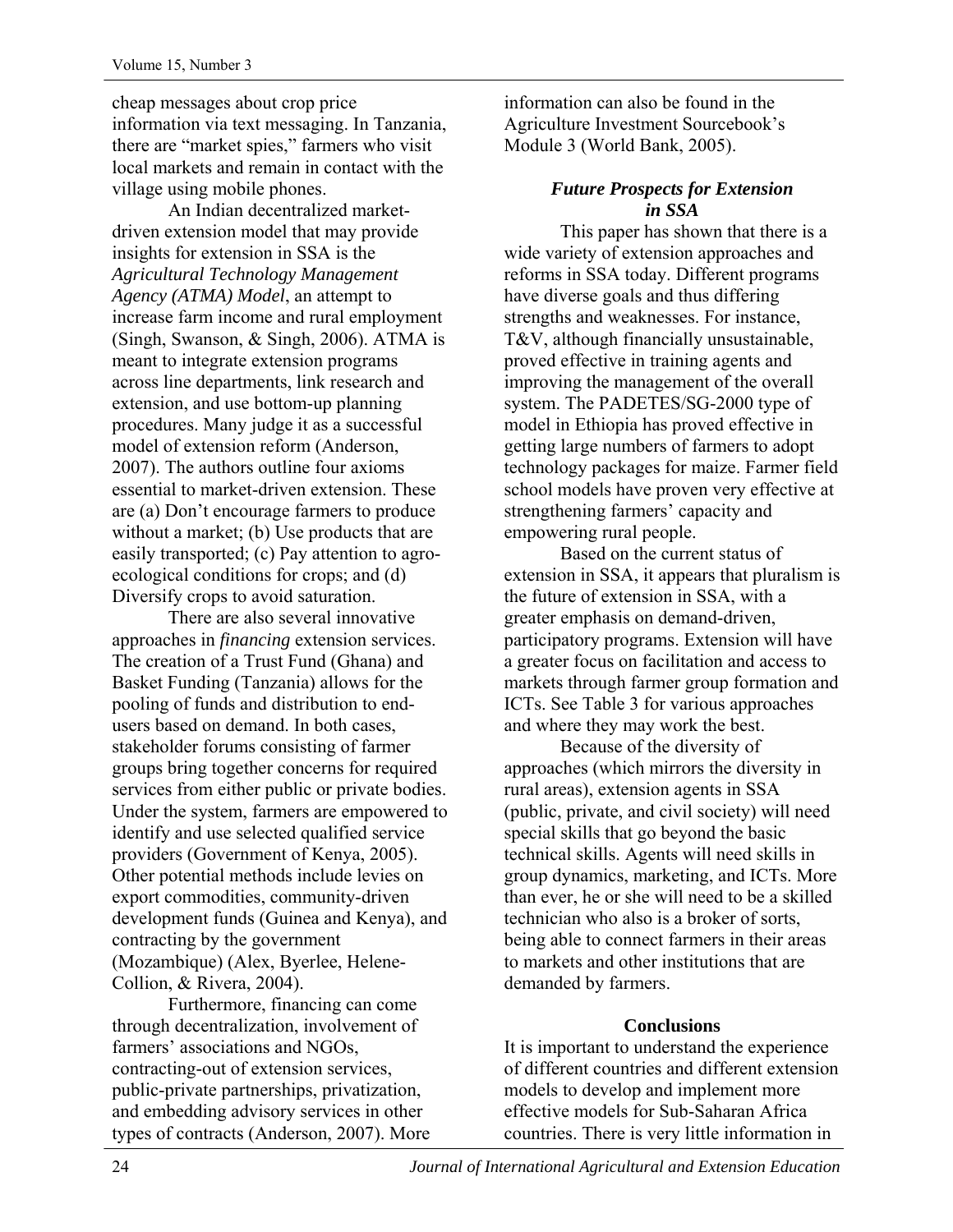cheap messages about crop price information via text messaging. In Tanzania, there are "market spies," farmers who visit local markets and remain in contact with the village using mobile phones.

An Indian decentralized market-driven extension model that may provide insights for extension in SSA is the *Agricultural Technology Management Agency (ATMA) Model*, an attempt to increase farm income and rural employment (Singh, Swanson, & Singh, 2006). ATMA is meant to integrate extension programs across line departments, link research and extension, and use bottom-up planning procedures. Many judge it as a successful model of extension reform (Anderson, 2007). The authors outline four axioms essential to market-driven extension. These are (a) Don't encourage farmers to produce without a market; (b) Use products that are easily transported; (c) Pay attention to agro-ecological conditions for crops; and (d) Diversify crops to avoid saturation.

There are also several innovative approaches in *financing* extension services. The creation of a Trust Fund (Ghana) and Basket Funding (Tanzania) allows for the pooling of funds and distribution to end-users based on demand. In both cases, stakeholder forums consisting of farmer groups bring together concerns for required services from either public or private bodies. Under the system, farmers are empowered to identify and use selected qualified service providers (Government of Kenya, 2005). Other potential methods include levies on export commodities, community-driven development funds (Guinea and Kenya), and contracting by the government (Mozambique) (Alex, Byerlee, Helene-Collion, & Rivera, 2004).

Furthermore, financing can come through decentralization, involvement of farmers' associations and NGOs, contracting-out of extension services, public-private partnerships, privatization, and embedding advisory services in other types of contracts (Anderson, 2007). More information can also be found in the Agriculture Investment Sourcebook's Module 3 (World Bank, 2005).

### *Future Prospects for Extension in SSA*

This paper has shown that there is a wide variety of extension approaches and reforms in SSA today. Different programs have diverse goals and thus differing strengths and weaknesses. For instance, T&V, although financially unsustainable, proved effective in training agents and improving the management of the overall system. The PADETES/SG-2000 type of model in Ethiopia has proved effective in getting large numbers of farmers to adopt technology packages for maize. Farmer field school models have proven very effective at strengthening farmers' capacity and empowering rural people.

Based on the current status of extension in SSA, it appears that pluralism is the future of extension in SSA, with a greater emphasis on demand-driven, participatory programs. Extension will have a greater focus on facilitation and access to markets through farmer group formation and ICTs. See Table 3 for various approaches and where they may work the best.

Because of the diversity of approaches (which mirrors the diversity in rural areas), extension agents in SSA (public, private, and civil society) will need special skills that go beyond the basic technical skills. Agents will need skills in group dynamics, marketing, and ICTs. More than ever, he or she will need to be a skilled technician who also is a broker of sorts, being able to connect farmers in their areas to markets and other institutions that are demanded by farmers.

## Conclusions

It is important to understand the experience of different countries and different extension models to develop and implement more effective models for Sub-Saharan Africa countries. There is very little information in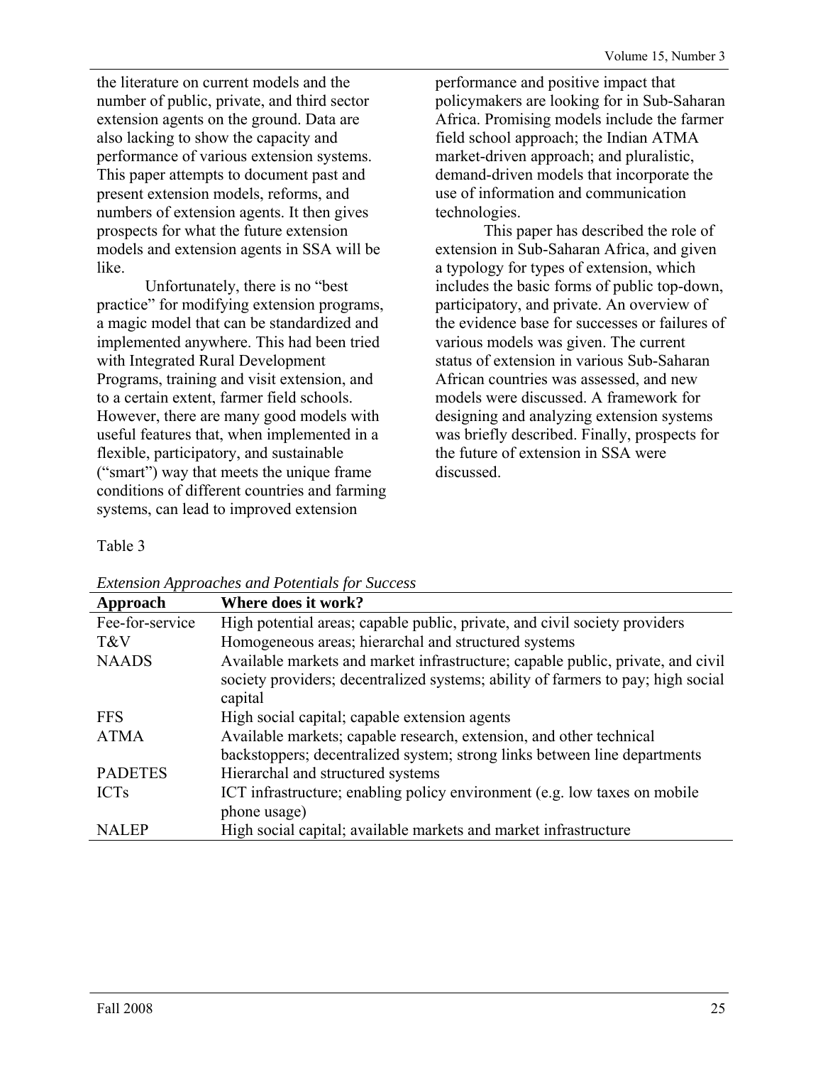the literature on current models and the number of public, private, and third sector extension agents on the ground. Data are also lacking to show the capacity and performance of various extension systems. This paper attempts to document past and present extension models, reforms, and numbers of extension agents. It then gives prospects for what the future extension models and extension agents in SSA will be like.

Unfortunately, there is no "best practice" for modifying extension programs, a magic model that can be standardized and implemented anywhere. This had been tried with Integrated Rural Development Programs, training and visit extension, and to a certain extent, farmer field schools. However, there are many good models with useful features that, when implemented in a flexible, participatory, and sustainable ("smart") way that meets the unique frame conditions of different countries and farming systems, can lead to improved extension performance and positive impact that policymakers are looking for in Sub-Saharan Africa. Promising models include the farmer field school approach; the Indian ATMA market-driven approach; and pluralistic, demand-driven models that incorporate the use of information and communication technologies.

This paper has described the role of extension in Sub-Saharan Africa, and given a typology for types of extension, which includes the basic forms of public top-down, participatory, and private. An overview of the evidence base for successes or failures of various models was given. The current status of extension in various Sub-Saharan African countries was assessed, and new models were discussed. A framework for designing and analyzing extension systems was briefly described. Finally, prospects for the future of extension in SSA were discussed.

Table 3

*Extension Approaches and Potentials for Success*

| Approach | Where does it work? |
|---|---|
| Fee-for-service | High potential areas; capable public, private, and civil society providers |
| T&V | Homogeneous areas; hierarchal and structured systems |
| NAADS | Available markets and market infrastructure; capable public, private, and civil society providers; decentralized systems; ability of farmers to pay; high social capital |
| FFS | High social capital; capable extension agents |
| ATMA | Available markets; capable research, extension, and other technical backstoppers; decentralized system; strong links between line departments |
| PADETES | Hierarchal and structured systems |
| ICTs | ICT infrastructure; enabling policy environment (e.g. low taxes on mobile phone usage) |
| NALEP | High social capital; available markets and market infrastructure |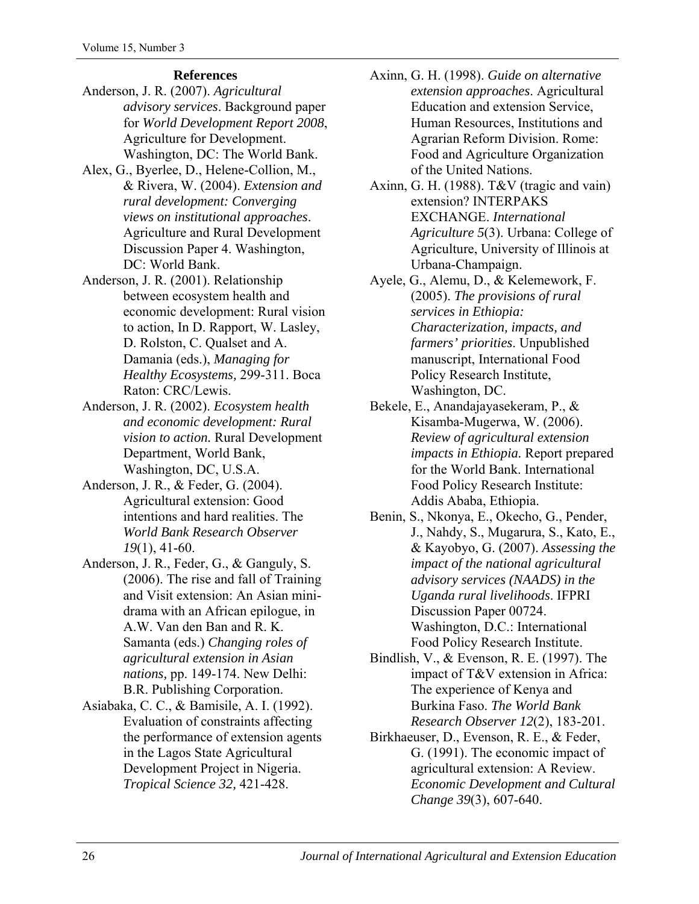## References

Anderson, J. R. (2007). *Agricultural advisory services*. Background paper for *World Development Report 2008*, Agriculture for Development. Washington, DC: The World Bank.

Alex, G., Byerlee, D., Helene-Collion, M., & Rivera, W. (2004). *Extension and rural development: Converging views on institutional approaches*. Agriculture and Rural Development Discussion Paper 4. Washington, DC: World Bank.

Anderson, J. R. (2001). Relationship between ecosystem health and economic development: Rural vision to action, In D. Rapport, W. Lasley, D. Rolston, C. Qualset and A. Damania (eds.), *Managing for Healthy Ecosystems,* 299-311. Boca Raton: CRC/Lewis.

Anderson, J. R. (2002). *Ecosystem health and economic development: Rural vision to action.* Rural Development Department, World Bank, Washington, DC, U.S.A.

Anderson, J. R., & Feder, G. (2004). Agricultural extension: Good intentions and hard realities. The *World Bank Research Observer 19*(1), 41-60.

Anderson, J. R., Feder, G., & Ganguly, S. (2006). The rise and fall of Training and Visit extension: An Asian mini-drama with an African epilogue, in A.W. Van den Ban and R. K. Samanta (eds.) *Changing roles of agricultural extension in Asian nations,* pp. 149-174. New Delhi: B.R. Publishing Corporation.

Asiabaka, C. C., & Bamisile, A. I. (1992). Evaluation of constraints affecting the performance of extension agents in the Lagos State Agricultural Development Project in Nigeria. *Tropical Science 32,* 421-428.

Axinn, G. H. (1998). *Guide on alternative extension approaches*. Agricultural Education and extension Service, Human Resources, Institutions and Agrarian Reform Division. Rome: Food and Agriculture Organization of the United Nations.

Axinn, G. H. (1988). T&V (tragic and vain) extension? INTERPAKS EXCHANGE. *International Agriculture 5*(3). Urbana: College of Agriculture, University of Illinois at Urbana-Champaign.

Ayele, G., Alemu, D., & Kelemework, F. (2005). *The provisions of rural services in Ethiopia: Characterization, impacts, and farmers' priorities*. Unpublished manuscript, International Food Policy Research Institute, Washington, DC.

Bekele, E., Anandajayasekeram, P., & Kisamba-Mugerwa, W. (2006). *Review of agricultural extension impacts in Ethiopia.* Report prepared for the World Bank. International Food Policy Research Institute: Addis Ababa, Ethiopia.

Benin, S., Nkonya, E., Okecho, G., Pender, J., Nahdy, S., Mugarura, S., Kato, E., & Kayobyo, G. (2007). *Assessing the impact of the national agricultural advisory services (NAADS) in the Uganda rural livelihoods*. IFPRI Discussion Paper 00724. Washington, D.C.: International Food Policy Research Institute.

Bindlish, V., & Evenson, R. E. (1997). The impact of T&V extension in Africa: The experience of Kenya and Burkina Faso. *The World Bank Research Observer 12*(2), 183-201.

Birkhaeuser, D., Evenson, R. E., & Feder, G. (1991). The economic impact of agricultural extension: A Review. *Economic Development and Cultural Change 39*(3), 607-640.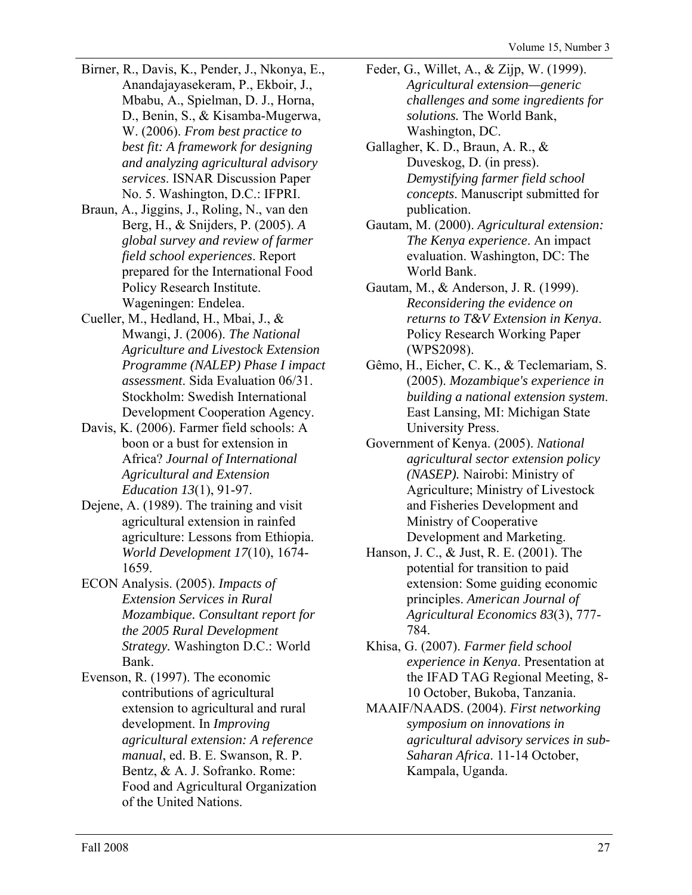Birner, R., Davis, K., Pender, J., Nkonya, E., Anandajayasekeram, P., Ekboir, J., Mbabu, A., Spielman, D. J., Horna, D., Benin, S., & Kisamba-Mugerwa, W. (2006). *From best practice to best fit: A framework for designing and analyzing agricultural advisory services*. ISNAR Discussion Paper No. 5. Washington, D.C.: IFPRI.

Braun, A., Jiggins, J., Roling, N., van den Berg, H., & Snijders, P. (2005). *A global survey and review of farmer field school experiences*. Report prepared for the International Food Policy Research Institute. Wageningen: Endelea.

Cueller, M., Hedland, H., Mbai, J., & Mwangi, J. (2006). *The National Agriculture and Livestock Extension Programme (NALEP) Phase I impact assessment*. Sida Evaluation 06/31. Stockholm: Swedish International Development Cooperation Agency.

Davis, K. (2006). Farmer field schools: A boon or a bust for extension in Africa? *Journal of International Agricultural and Extension Education 13*(1), 91-97.

Dejene, A. (1989). The training and visit agricultural extension in rainfed agriculture: Lessons from Ethiopia. *World Development 17*(10), 1674-1659.

ECON Analysis. (2005). *Impacts of Extension Services in Rural Mozambique. Consultant report for the 2005 Rural Development Strategy.* Washington D.C.: World Bank.

Evenson, R. (1997). The economic contributions of agricultural extension to agricultural and rural development. In *Improving agricultural extension: A reference manual*, ed. B. E. Swanson, R. P. Bentz, & A. J. Sofranko. Rome: Food and Agricultural Organization of the United Nations.

Feder, G., Willet, A., & Zijp, W. (1999). *Agricultural extension—generic challenges and some ingredients for solutions.* The World Bank, Washington, DC.

Gallagher, K. D., Braun, A. R., & Duveskog, D. (in press). *Demystifying farmer field school concepts*. Manuscript submitted for publication.

Gautam, M. (2000). *Agricultural extension: The Kenya experience*. An impact evaluation. Washington, DC: The World Bank.

Gautam, M., & Anderson, J. R. (1999). *Reconsidering the evidence on returns to T&V Extension in Kenya*. Policy Research Working Paper (WPS2098).

Gêmo, H., Eicher, C. K., & Teclemariam, S. (2005). *Mozambique's experience in building a national extension system*. East Lansing, MI: Michigan State University Press.

Government of Kenya. (2005). *National agricultural sector extension policy (NASEP).* Nairobi: Ministry of Agriculture; Ministry of Livestock and Fisheries Development and Ministry of Cooperative Development and Marketing.

Hanson, J. C., & Just, R. E. (2001). The potential for transition to paid extension: Some guiding economic principles. *American Journal of Agricultural Economics 83*(3), 777-784.

Khisa, G. (2007). *Farmer field school experience in Kenya*. Presentation at the IFAD TAG Regional Meeting, 8-10 October, Bukoba, Tanzania.

MAAIF/NAADS. (2004). *First networking symposium on innovations in agricultural advisory services in sub-Saharan Africa*. 11-14 October, Kampala, Uganda.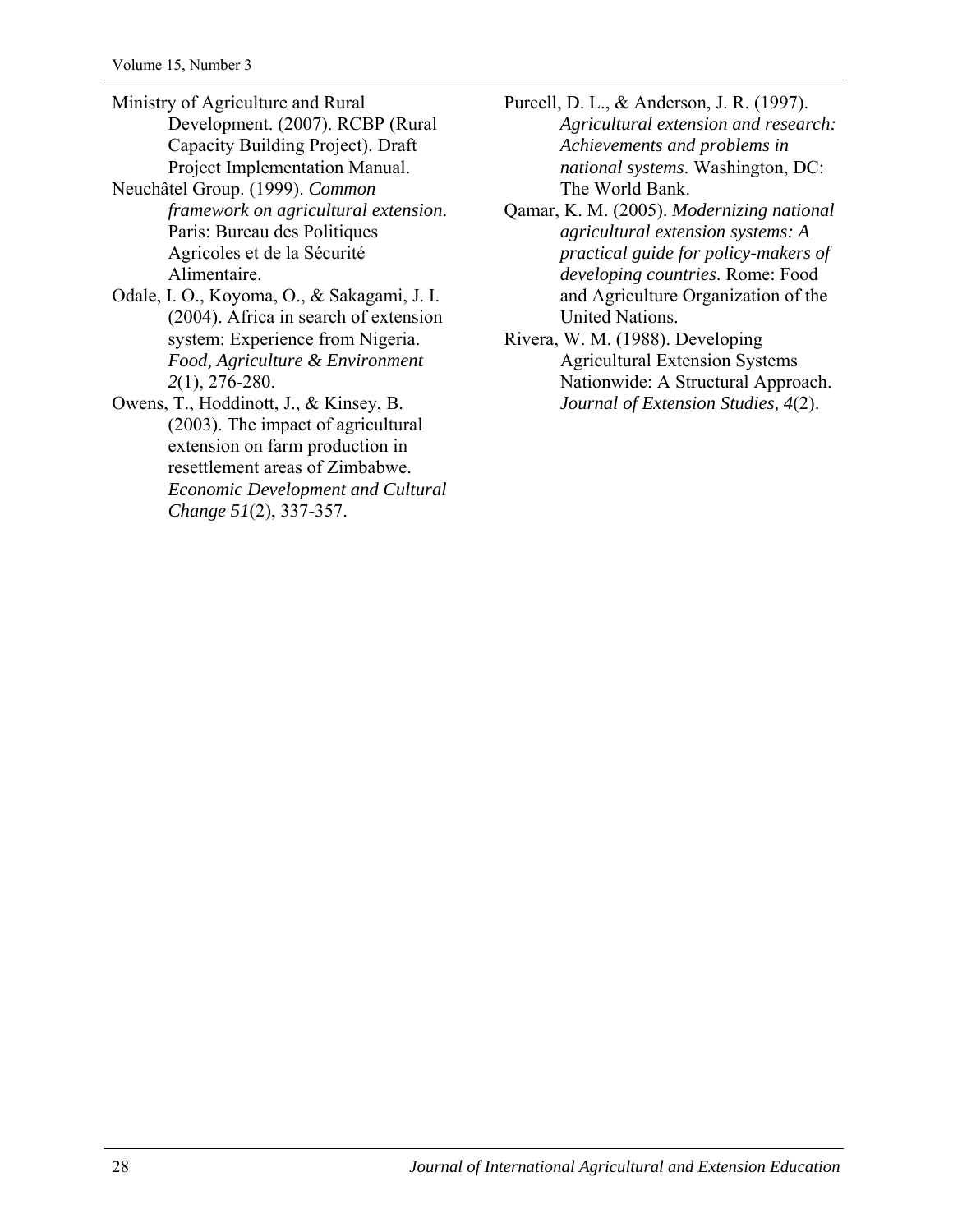Ministry of Agriculture and Rural Development. (2007). RCBP (Rural Capacity Building Project). Draft Project Implementation Manual.

Neuchâtel Group. (1999). *Common framework on agricultural extension*. Paris: Bureau des Politiques Agricoles et de la Sécurité Alimentaire.

Odale, I. O., Koyoma, O., & Sakagami, J. I. (2004). Africa in search of extension system: Experience from Nigeria. *Food, Agriculture & Environment 2*(1), 276-280.

Owens, T., Hoddinott, J., & Kinsey, B. (2003). The impact of agricultural extension on farm production in resettlement areas of Zimbabwe. *Economic Development and Cultural Change 51*(2), 337-357.

Purcell, D. L., & Anderson, J. R. (1997). *Agricultural extension and research: Achievements and problems in national systems*. Washington, DC: The World Bank.

Qamar, K. M. (2005). *Modernizing national agricultural extension systems: A practical guide for policy-makers of developing countries*. Rome: Food and Agriculture Organization of the United Nations.

Rivera, W. M. (1988). Developing Agricultural Extension Systems Nationwide: A Structural Approach. *Journal of Extension Studies, 4*(2).